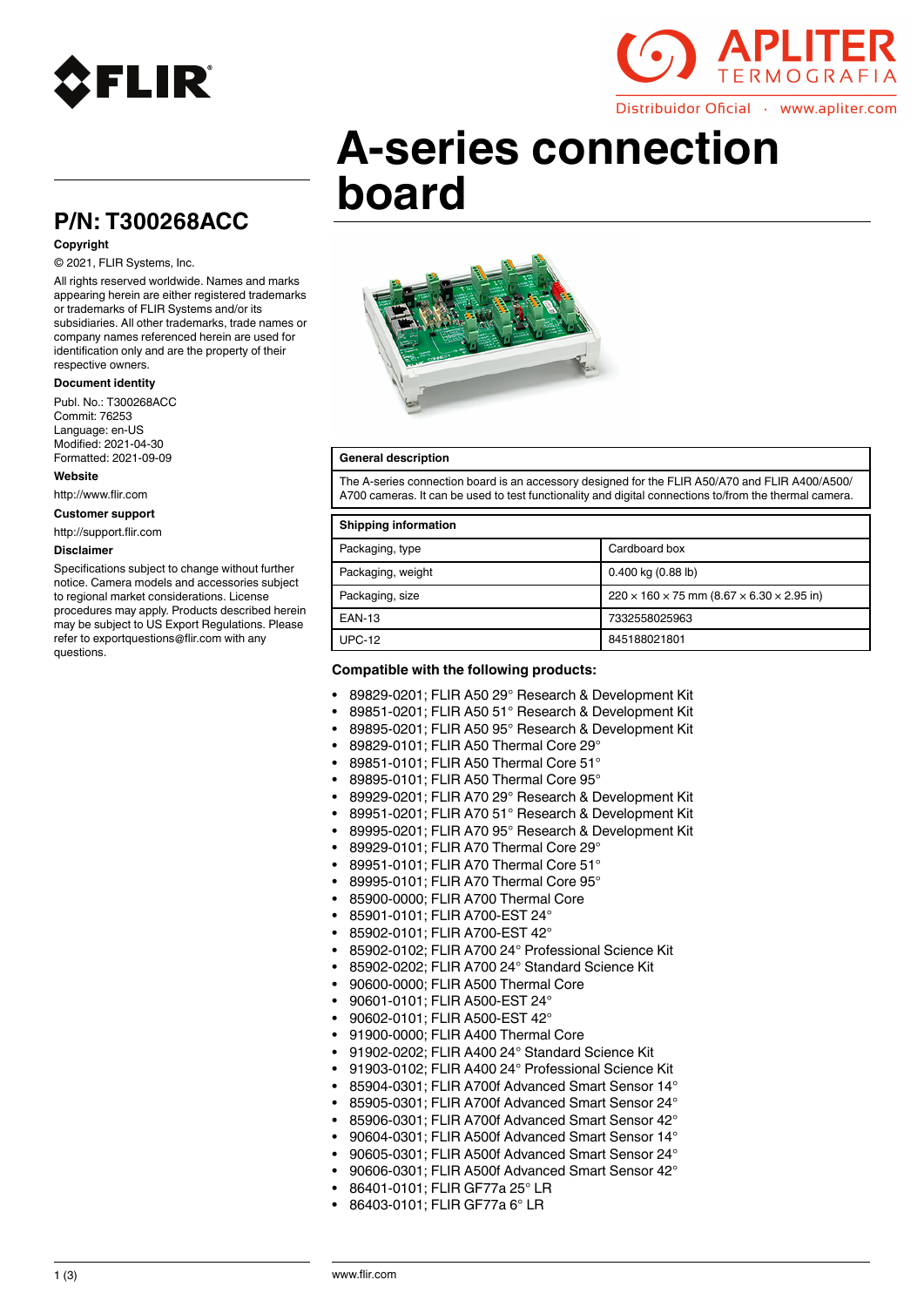# A-series connection board

## P/N: T300268ACC

**Copyright**

© 2021, FLIR Systems, Inc.

All rights reserved worldwide. Names and marks appearing herein are either registered trademarks or trademarks of FLIR Systems and/or its subsidiaries. All other trademarks, trade names or company names referenced herein are used for identification only and are the property of their respective owners.

**Document identity**

Publ. No.: T300268ACC
Commit: 76253
Language: en-US
Modified: 2021-04-30
Formatted: 2021-09-09

**Website**

http://www.flir.com

**Customer support**

http://support.flir.com

**Disclaimer**

Specifications subject to change without further notice. Camera models and accessories subject to regional market considerations. License procedures may apply. Products described herein may be subject to US Export Regulations. Please refer to exportquestions@flir.com with any questions.

| General description |
| --- |
| The A-series connection board is an accessory designed for the FLIR A50/A70 and FLIR A400/A500/A700 cameras. It can be used to test functionality and digital connections to/from the thermal camera. |

| Shipping information | |
| --- | --- |
| Packaging, type | Cardboard box |
| Packaging, weight | 0.400 kg (0.88 lb) |
| Packaging, size | 220 × 160 × 75 mm (8.67 × 6.30 × 2.95 in) |
| EAN-13 | 7332558025963 |
| UPC-12 | 845188021801 |

**Compatible with the following products:**

- 89829-0201; FLIR A50 29° Research & Development Kit
- 89851-0201; FLIR A50 51° Research & Development Kit
- 89895-0201; FLIR A50 95° Research & Development Kit
- 89829-0101; FLIR A50 Thermal Core 29°
- 89851-0101; FLIR A50 Thermal Core 51°
- 89895-0101; FLIR A50 Thermal Core 95°
- 89929-0201; FLIR A70 29° Research & Development Kit
- 89951-0201; FLIR A70 51° Research & Development Kit
- 89995-0201; FLIR A70 95° Research & Development Kit
- 89929-0101; FLIR A70 Thermal Core 29°
- 89951-0101; FLIR A70 Thermal Core 51°
- 89995-0101; FLIR A70 Thermal Core 95°
- 85900-0000; FLIR A700 Thermal Core
- 85901-0101; FLIR A700-EST 24°
- 85902-0101; FLIR A700-EST 42°
- 85902-0102; FLIR A700 24° Professional Science Kit
- 85902-0202; FLIR A700 24° Standard Science Kit
- 90600-0000; FLIR A500 Thermal Core
- 90601-0101; FLIR A500-EST 24°
- 90602-0101; FLIR A500-EST 42°
- 91900-0000; FLIR A400 Thermal Core
- 91902-0202; FLIR A400 24° Standard Science Kit
- 91903-0102; FLIR A400 24° Professional Science Kit
- 85904-0301; FLIR A700f Advanced Smart Sensor 14°
- 85905-0301; FLIR A700f Advanced Smart Sensor 24°
- 85906-0301; FLIR A700f Advanced Smart Sensor 42°
- 90604-0301; FLIR A500f Advanced Smart Sensor 14°
- 90605-0301; FLIR A500f Advanced Smart Sensor 24°
- 90606-0301; FLIR A500f Advanced Smart Sensor 42°
- 86401-0101; FLIR GF77a 25° LR
- 86403-0101; FLIR GF77a 6° LR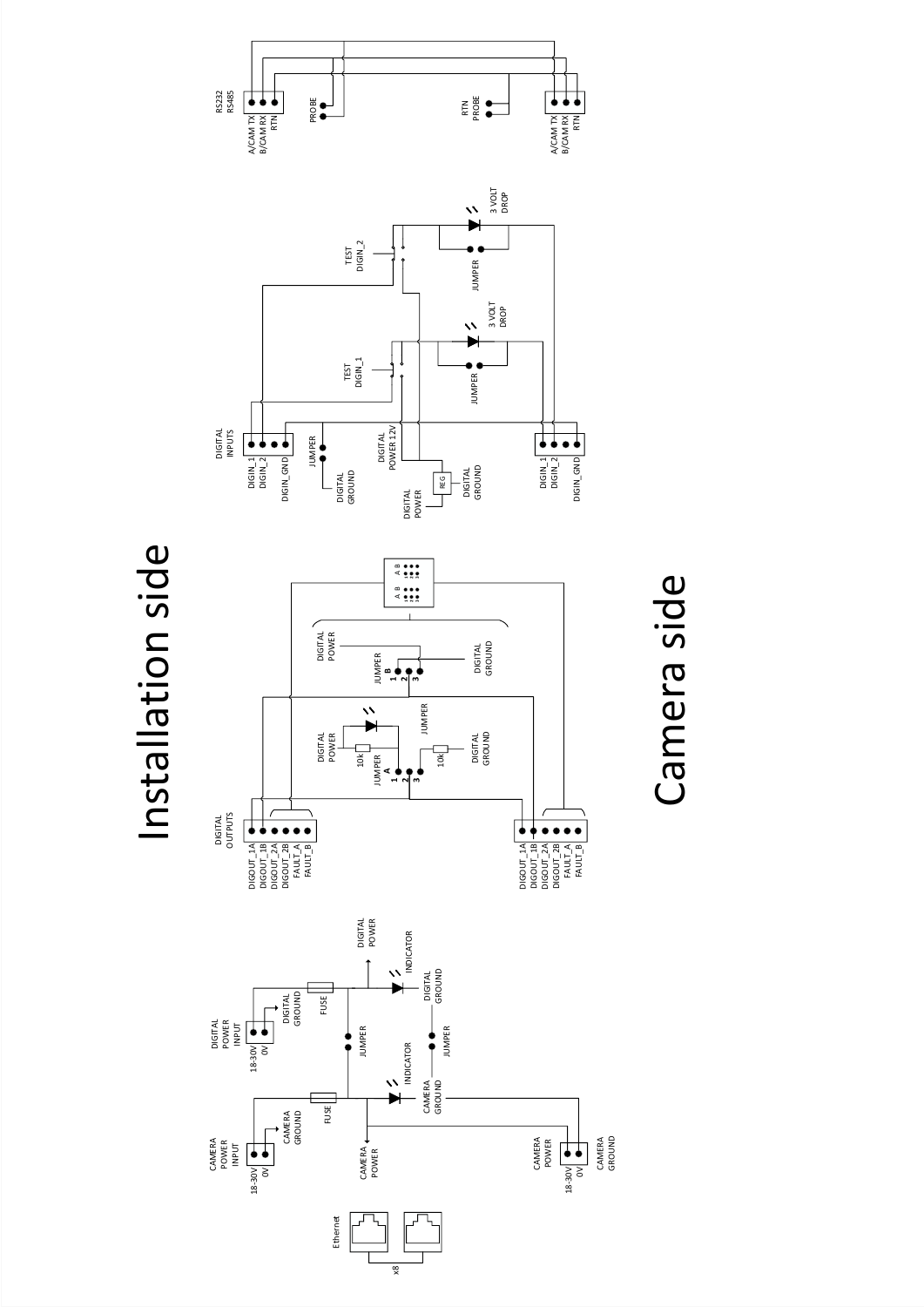# Installation side

# Camera side

Ethernet

x8

CAMERA POWER INPUT

18-30V

0V

CAMERA GROUND

FUSE

CAMERA POWER

INDICATOR

CAMERA GROUND

JUMPER

DIGITAL POWER INPUT

18-30V

0V

DIGITAL GROUND

FUSE

JUMPER

INDICATOR

DIGITAL GROUND

DIGITAL POWER

CAMERA POWER

18-30V

0V

CAMERA GROUND

DIGITAL OUTPUTS

DIGOUT_1A
DIGOUT_1B
DIGOUT_2A
DIGOUT_2B
FAULT_A
FAULT_B

DIGITAL POWER

10k

JUMPER A

1
2
3

10k

DIGITAL GROUND

JUMPER

DIGITAL POWER

JUMPER B

1
2
3

DIGITAL GROUND

A B

A B

DIGOUT_1A
DIGOUT_1B
DIGOUT_2A
DIGOUT_2B
FAULT_A
FAULT_B

DIGITAL INPUTS

DIGIN_1
DIGIN_2
DIGIN_GND

JUMPER

DIGITAL GROUND

DIGITAL POWER 12V

REG

DIGITAL POWER

DIGITAL GROUND

TEST DIGIN_1

JUMPER

3 VOLT DROP

TEST DIGIN_2

JUMPER

3 VOLT DROP

DIGIN_1
DIGIN_2
DIGIN_GND

RS232
RS485

A/CAM TX
B/CAM RX
RTN

PROBE

RTN
PROBE

A/CAM TX
B/CAM RX
RTN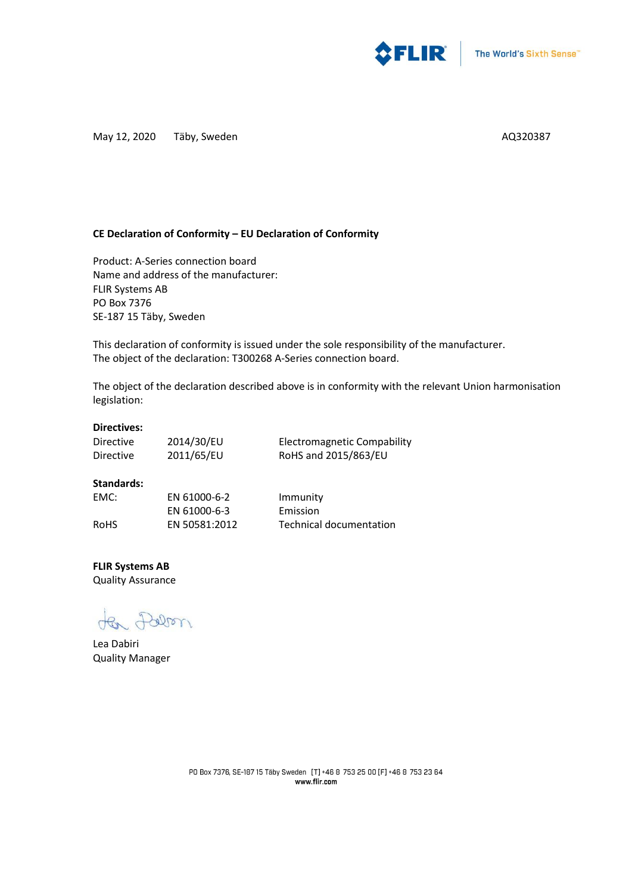May 12, 2020 Täby, Sweden AQ320387

**CE Declaration of Conformity – EU Declaration of Conformity**

Product: A-Series connection board
Name and address of the manufacturer:
FLIR Systems AB
PO Box 7376
SE-187 15 Täby, Sweden

This declaration of conformity is issued under the sole responsibility of the manufacturer.
The object of the declaration: T300268 A-Series connection board.

The object of the declaration described above is in conformity with the relevant Union harmonisation legislation:

**Directives:**

| | | |
|---|---|---|
| Directive | 2014/30/EU | Electromagnetic Compability |
| Directive | 2011/65/EU | RoHS and 2015/863/EU |

**Standards:**

| | | |
|---|---|---|
| EMC: | EN 61000-6-2 | Immunity |
| | EN 61000-6-3 | Emission |
| RoHS | EN 50581:2012 | Technical documentation |

**FLIR Systems AB**
Quality Assurance

Lea Dabiri
Quality Manager